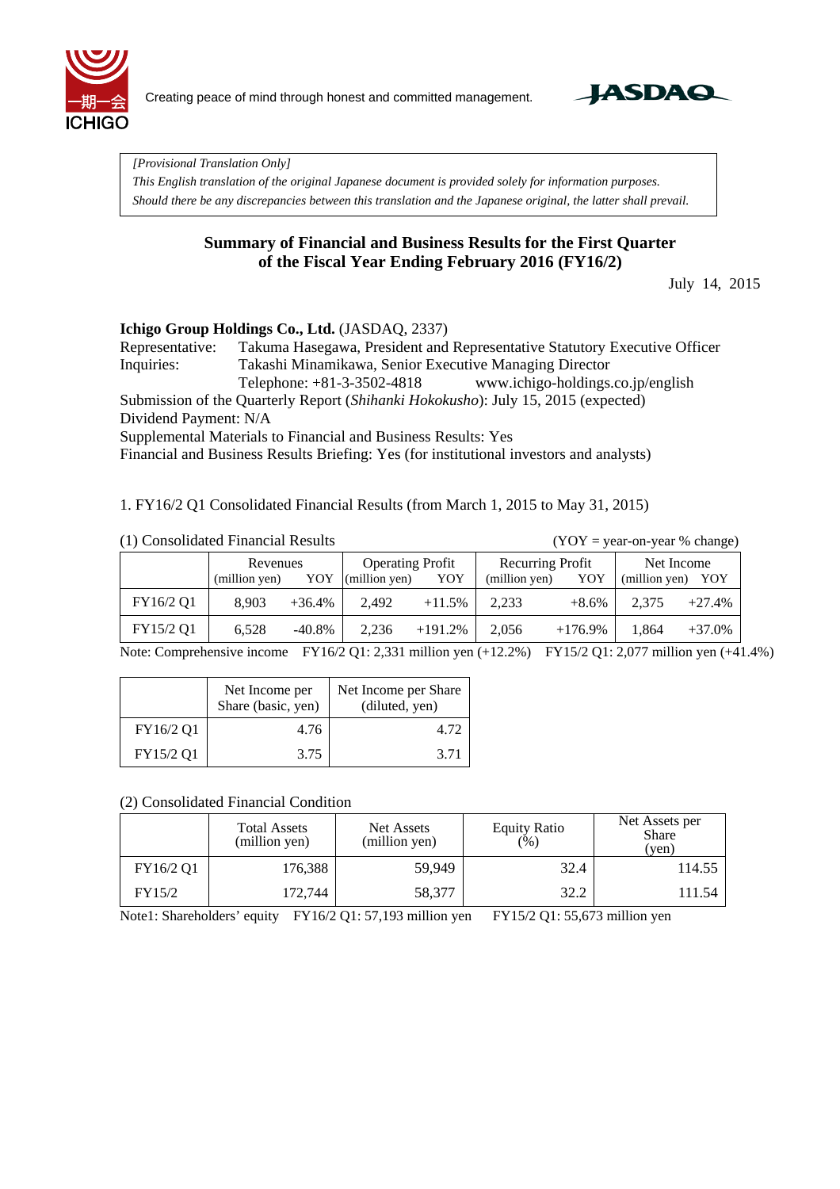Creating peace of mind through honest and committed management.

*[Provisional Translation Only]*
*This English translation of the original Japanese document is provided solely for information purposes.*
*Should there be any discrepancies between this translation and the Japanese original, the latter shall prevail.*

## Summary of Financial and Business Results for the First Quarter of the Fiscal Year Ending February 2016 (FY16/2)

July 14, 2015

**Ichigo Group Holdings Co., Ltd.** (JASDAQ, 2337)
Representative: Takuma Hasegawa, President and Representative Statutory Executive Officer
Inquiries: Takashi Minamikawa, Senior Executive Managing Director
Telephone: +81-3-3502-4818 www.ichigo-holdings.co.jp/english
Submission of the Quarterly Report (*Shihanki Hokokusho*): July 15, 2015 (expected)
Dividend Payment: N/A
Supplemental Materials to Financial and Business Results: Yes
Financial and Business Results Briefing: Yes (for institutional investors and analysts)

1. FY16/2 Q1 Consolidated Financial Results (from March 1, 2015 to May 31, 2015)

(1) Consolidated Financial Results (YOY = year-on-year % change)

| | Revenues (million yen) | YOY | Operating Profit (million yen) | YOY | Recurring Profit (million yen) | YOY | Net Income (million yen) | YOY |
|---|---|---|---|---|---|---|---|---|
| FY16/2 Q1 | 8,903 | +36.4% | 2,492 | +11.5% | 2,233 | +8.6% | 2,375 | +27.4% |
| FY15/2 Q1 | 6,528 | -40.8% | 2,236 | +191.2% | 2,056 | +176.9% | 1,864 | +37.0% |

Note: Comprehensive income FY16/2 Q1: 2,331 million yen (+12.2%) FY15/2 Q1: 2,077 million yen (+41.4%)

| | Net Income per Share (basic, yen) | Net Income per Share (diluted, yen) |
|---|---|---|
| FY16/2 Q1 | 4.76 | 4.72 |
| FY15/2 Q1 | 3.75 | 3.71 |

(2) Consolidated Financial Condition

| | Total Assets (million yen) | Net Assets (million yen) | Equity Ratio (%) | Net Assets per Share (yen) |
|---|---|---|---|---|
| FY16/2 Q1 | 176,388 | 59,949 | 32.4 | 114.55 |
| FY15/2 | 172,744 | 58,377 | 32.2 | 111.54 |

Note1: Shareholders' equity FY16/2 Q1: 57,193 million yen FY15/2 Q1: 55,673 million yen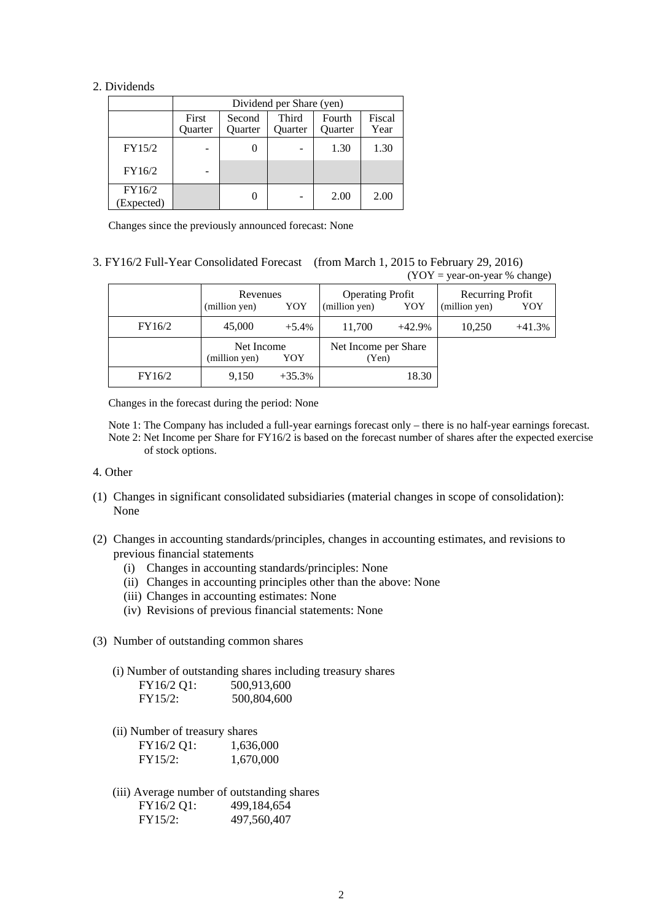## 2. Dividends

| | Dividend per Share (yen) | | | | |
|---|---|---|---|---|---|
| | First Quarter | Second Quarter | Third Quarter | Fourth Quarter | Fiscal Year |
| FY15/2 | - | 0 | - | 1.30 | 1.30 |
| FY16/2 | - | | | | |
| FY16/2 (Expected) | | 0 | - | 2.00 | 2.00 |

Changes since the previously announced forecast: None

## 3. FY16/2 Full-Year Consolidated Forecast (from March 1, 2015 to February 29, 2016)

(YOY = year-on-year % change)

| | Revenues | | Operating Profit | | Recurring Profit | |
|---|---|---|---|---|---|---|
| | (million yen) | YOY | (million yen) | YOY | (million yen) | YOY |
| FY16/2 | 45,000 | +5.4% | 11,700 | +42.9% | 10,250 | +41.3% |

| | Net Income | | Net Income per Share |
|---|---|---|---|
| | (million yen) | YOY | (Yen) |
| FY16/2 | 9,150 | +35.3% | 18.30 |

Changes in the forecast during the period: None

Note 1: The Company has included a full-year earnings forecast only – there is no half-year earnings forecast.
Note 2: Net Income per Share for FY16/2 is based on the forecast number of shares after the expected exercise of stock options.

## 4. Other

(1) Changes in significant consolidated subsidiaries (material changes in scope of consolidation): None

(2) Changes in accounting standards/principles, changes in accounting estimates, and revisions to previous financial statements
- (i) Changes in accounting standards/principles: None
- (ii) Changes in accounting principles other than the above: None
- (iii) Changes in accounting estimates: None
- (iv) Revisions of previous financial statements: None

(3) Number of outstanding common shares

(i) Number of outstanding shares including treasury shares

| | |
|---|---|
| FY16/2 Q1: | 500,913,600 |
| FY15/2: | 500,804,600 |

(ii) Number of treasury shares

| | |
|---|---|
| FY16/2 Q1: | 1,636,000 |
| FY15/2: | 1,670,000 |

(iii) Average number of outstanding shares

| | |
|---|---|
| FY16/2 Q1: | 499,184,654 |
| FY15/2: | 497,560,407 |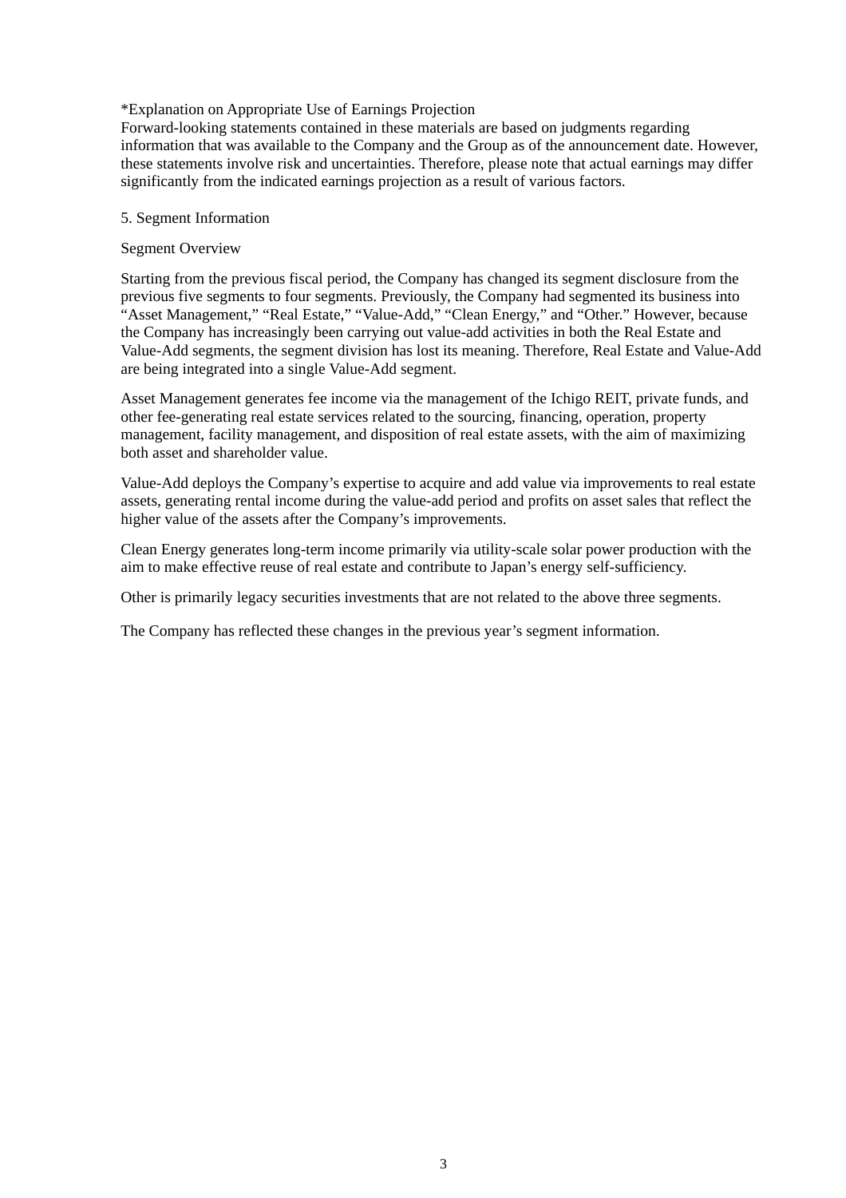*Explanation on Appropriate Use of Earnings Projection
Forward-looking statements contained in these materials are based on judgments regarding information that was available to the Company and the Group as of the announcement date. However, these statements involve risk and uncertainties. Therefore, please note that actual earnings may differ significantly from the indicated earnings projection as a result of various factors.

## 5. Segment Information

### Segment Overview

Starting from the previous fiscal period, the Company has changed its segment disclosure from the previous five segments to four segments. Previously, the Company had segmented its business into "Asset Management," "Real Estate," "Value-Add," "Clean Energy," and "Other." However, because the Company has increasingly been carrying out value-add activities in both the Real Estate and Value-Add segments, the segment division has lost its meaning. Therefore, Real Estate and Value-Add are being integrated into a single Value-Add segment.

Asset Management generates fee income via the management of the Ichigo REIT, private funds, and other fee-generating real estate services related to the sourcing, financing, operation, property management, facility management, and disposition of real estate assets, with the aim of maximizing both asset and shareholder value.

Value-Add deploys the Company's expertise to acquire and add value via improvements to real estate assets, generating rental income during the value-add period and profits on asset sales that reflect the higher value of the assets after the Company's improvements.

Clean Energy generates long-term income primarily via utility-scale solar power production with the aim to make effective reuse of real estate and contribute to Japan's energy self-sufficiency.

Other is primarily legacy securities investments that are not related to the above three segments.

The Company has reflected these changes in the previous year's segment information.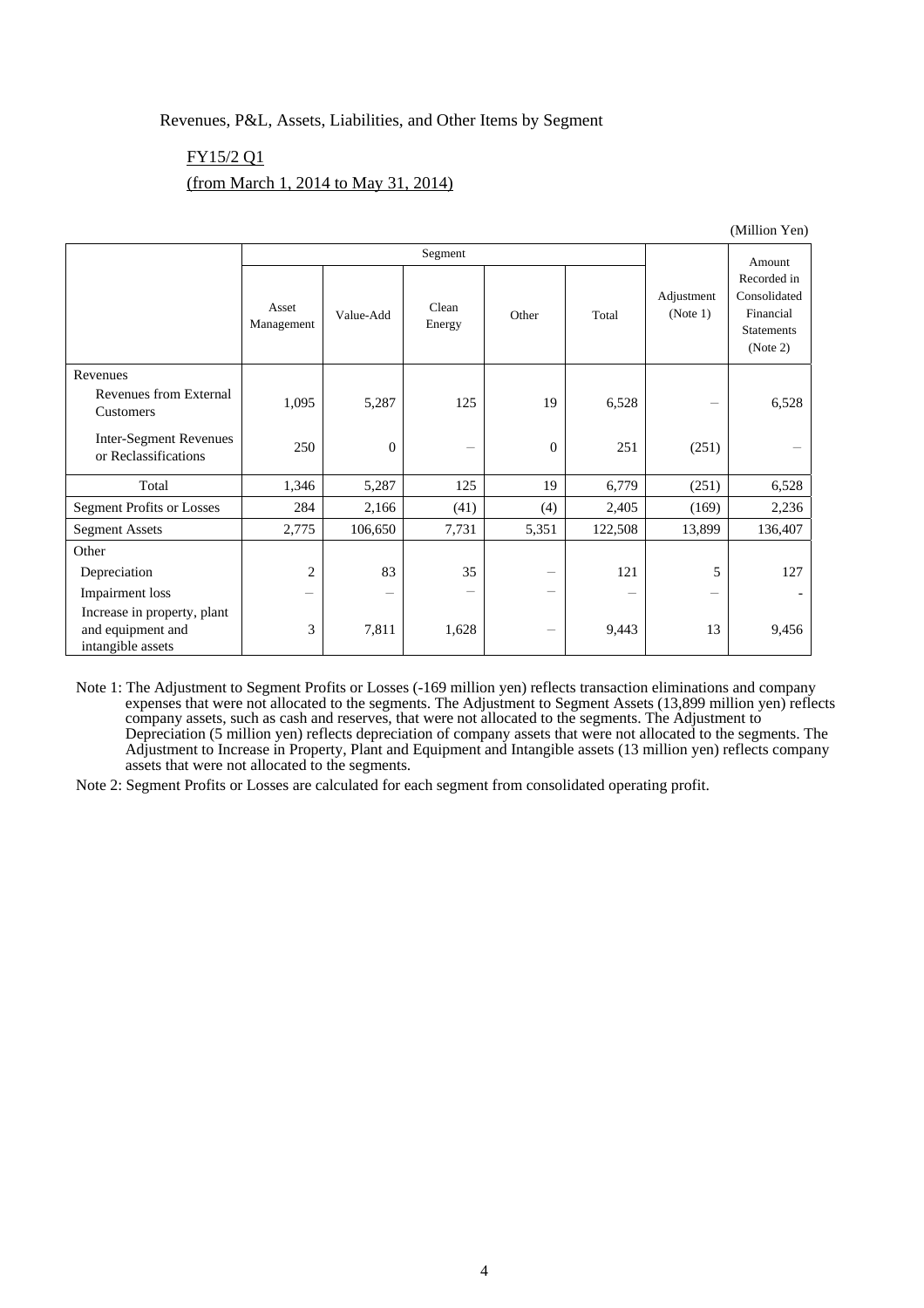Revenues, P&L, Assets, Liabilities, and Other Items by Segment

FY15/2 Q1

(from March 1, 2014 to May 31, 2014)

(Million Yen)

| | Segment | | | | | Adjustment (Note 1) | Amount Recorded in Consolidated Financial Statements (Note 2) |
|---|---|---|---|---|---|---|---|
| | Asset Management | Value-Add | Clean Energy | Other | Total | | |
| Revenues | | | | | | | |
| Revenues from External Customers | 1,095 | 5,287 | 125 | 19 | 6,528 | – | 6,528 |
| Inter-Segment Revenues or Reclassifications | 250 | 0 | – | 0 | 251 | (251) | – |
| Total | 1,346 | 5,287 | 125 | 19 | 6,779 | (251) | 6,528 |
| Segment Profits or Losses | 284 | 2,166 | (41) | (4) | 2,405 | (169) | 2,236 |
| Segment Assets | 2,775 | 106,650 | 7,731 | 5,351 | 122,508 | 13,899 | 136,407 |
| Other | | | | | | | |
| Depreciation | 2 | 83 | 35 | – | 121 | 5 | 127 |
| Impairment loss | – | – | – | – | – | – | - |
| Increase in property, plant and equipment and intangible assets | 3 | 7,811 | 1,628 | – | 9,443 | 13 | 9,456 |

Note 1: The Adjustment to Segment Profits or Losses (-169 million yen) reflects transaction eliminations and company expenses that were not allocated to the segments. The Adjustment to Segment Assets (13,899 million yen) reflects company assets, such as cash and reserves, that were not allocated to the segments. The Adjustment to Depreciation (5 million yen) reflects depreciation of company assets that were not allocated to the segments. The Adjustment to Increase in Property, Plant and Equipment and Intangible assets (13 million yen) reflects company assets that were not allocated to the segments.

Note 2: Segment Profits or Losses are calculated for each segment from consolidated operating profit.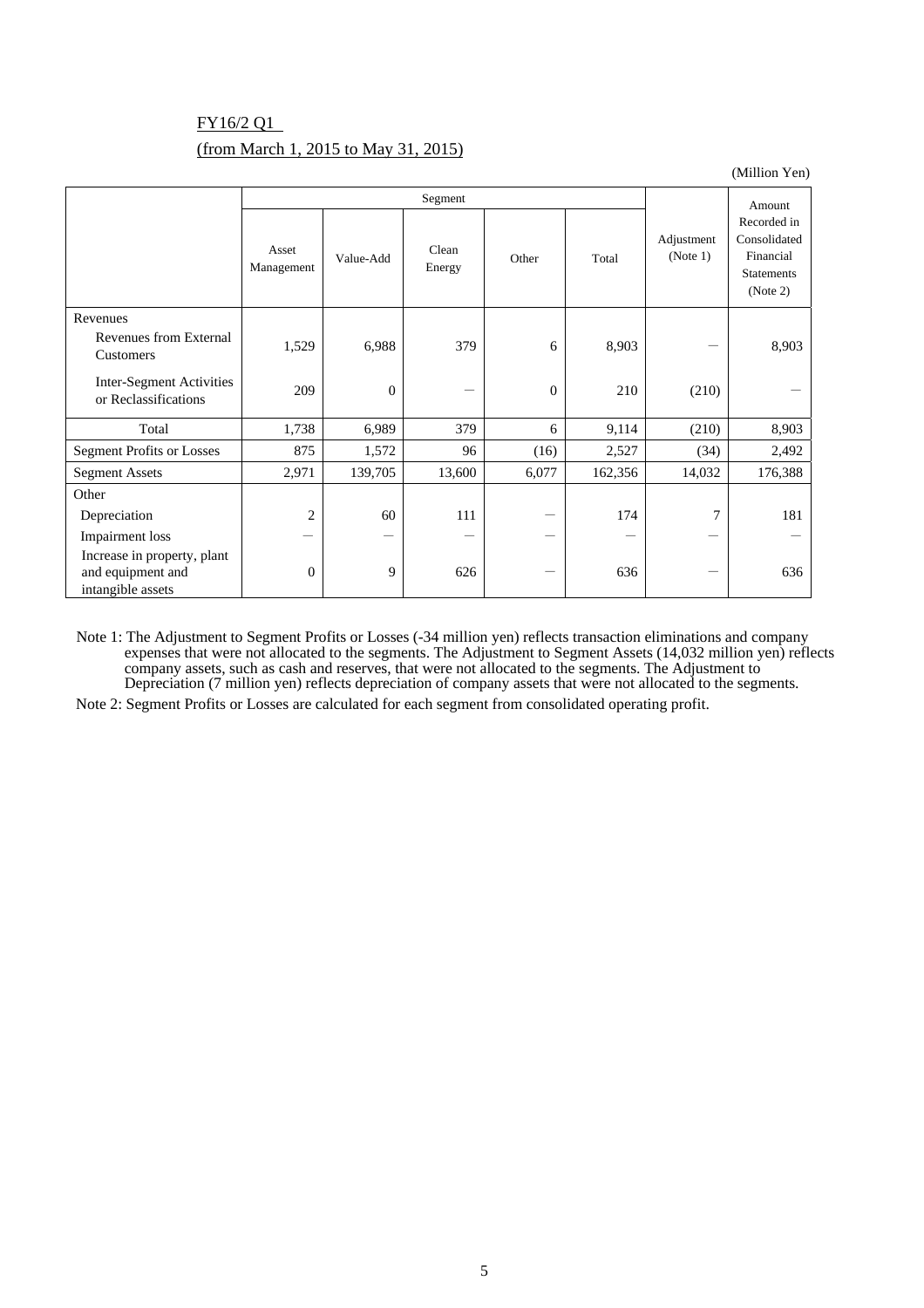FY16/2 Q1

(from March 1, 2015 to May 31, 2015)

(Million Yen)

| | Segment | | | | | Adjustment (Note 1) | Amount Recorded in Consolidated Financial Statements (Note 2) |
|---|---|---|---|---|---|---|---|
| | Asset Management | Value-Add | Clean Energy | Other | Total | | |
| Revenues | | | | | | | |
| Revenues from External Customers | 1,529 | 6,988 | 379 | 6 | 8,903 | — | 8,903 |
| Inter-Segment Activities or Reclassifications | 209 | 0 | — | 0 | 210 | (210) | — |
| Total | 1,738 | 6,989 | 379 | 6 | 9,114 | (210) | 8,903 |
| Segment Profits or Losses | 875 | 1,572 | 96 | (16) | 2,527 | (34) | 2,492 |
| Segment Assets | 2,971 | 139,705 | 13,600 | 6,077 | 162,356 | 14,032 | 176,388 |
| Other | | | | | | | |
| Depreciation | 2 | 60 | 111 | — | 174 | 7 | 181 |
| Impairment loss | — | — | — | — | — | — | — |
| Increase in property, plant and equipment and intangible assets | 0 | 9 | 626 | — | 636 | — | 636 |

Note 1: The Adjustment to Segment Profits or Losses (-34 million yen) reflects transaction eliminations and company expenses that were not allocated to the segments. The Adjustment to Segment Assets (14,032 million yen) reflects company assets, such as cash and reserves, that were not allocated to the segments. The Adjustment to Depreciation (7 million yen) reflects depreciation of company assets that were not allocated to the segments.

Note 2: Segment Profits or Losses are calculated for each segment from consolidated operating profit.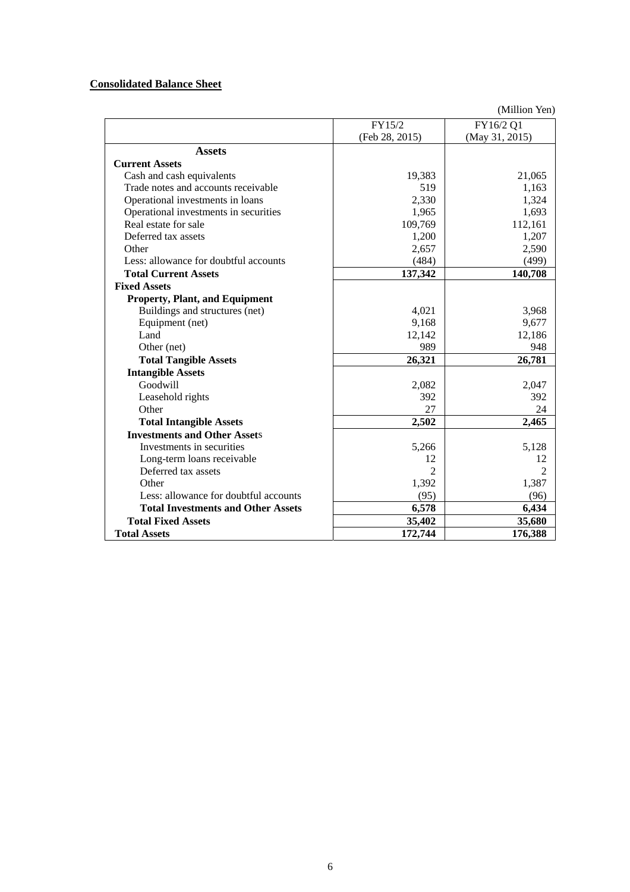**Consolidated Balance Sheet**

(Million Yen)

| | FY15/2 (Feb 28, 2015) | FY16/2 Q1 (May 31, 2015) |
|---|---|---|
| **Assets** | | |
| **Current Assets** | | |
| Cash and cash equivalents | 19,383 | 21,065 |
| Trade notes and accounts receivable | 519 | 1,163 |
| Operational investments in loans | 2,330 | 1,324 |
| Operational investments in securities | 1,965 | 1,693 |
| Real estate for sale | 109,769 | 112,161 |
| Deferred tax assets | 1,200 | 1,207 |
| Other | 2,657 | 2,590 |
| Less: allowance for doubtful accounts | (484) | (499) |
| **Total Current Assets** | **137,342** | **140,708** |
| **Fixed Assets** | | |
| **Property, Plant, and Equipment** | | |
| Buildings and structures (net) | 4,021 | 3,968 |
| Equipment (net) | 9,168 | 9,677 |
| Land | 12,142 | 12,186 |
| Other (net) | 989 | 948 |
| **Total Tangible Assets** | **26,321** | **26,781** |
| **Intangible Assets** | | |
| Goodwill | 2,082 | 2,047 |
| Leasehold rights | 392 | 392 |
| Other | 27 | 24 |
| **Total Intangible Assets** | **2,502** | **2,465** |
| **Investments and Other Assets** | | |
| Investments in securities | 5,266 | 5,128 |
| Long-term loans receivable | 12 | 12 |
| Deferred tax assets | 2 | 2 |
| Other | 1,392 | 1,387 |
| Less: allowance for doubtful accounts | (95) | (96) |
| **Total Investments and Other Assets** | **6,578** | **6,434** |
| **Total Fixed Assets** | **35,402** | **35,680** |
| **Total Assets** | **172,744** | **176,388** |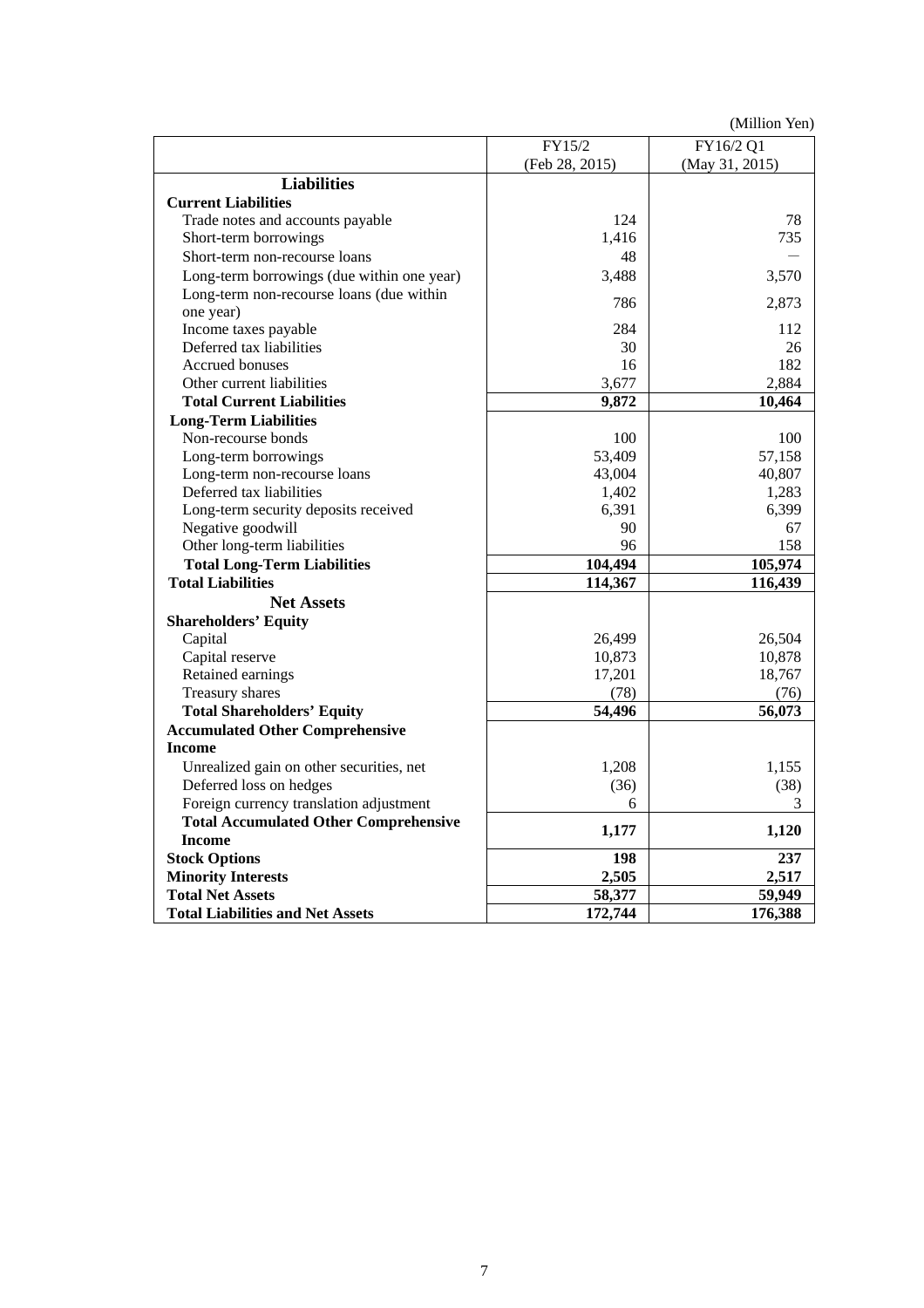(Million Yen)

| | FY15/2 (Feb 28, 2015) | FY16/2 Q1 (May 31, 2015) |
|---|---|---|
| **Liabilities** | | |
| **Current Liabilities** | | |
| Trade notes and accounts payable | 124 | 78 |
| Short-term borrowings | 1,416 | 735 |
| Short-term non-recourse loans | 48 | — |
| Long-term borrowings (due within one year) | 3,488 | 3,570 |
| Long-term non-recourse loans (due within one year) | 786 | 2,873 |
| Income taxes payable | 284 | 112 |
| Deferred tax liabilities | 30 | 26 |
| Accrued bonuses | 16 | 182 |
| Other current liabilities | 3,677 | 2,884 |
| **Total Current Liabilities** | **9,872** | **10,464** |
| **Long-Term Liabilities** | | |
| Non-recourse bonds | 100 | 100 |
| Long-term borrowings | 53,409 | 57,158 |
| Long-term non-recourse loans | 43,004 | 40,807 |
| Deferred tax liabilities | 1,402 | 1,283 |
| Long-term security deposits received | 6,391 | 6,399 |
| Negative goodwill | 90 | 67 |
| Other long-term liabilities | 96 | 158 |
| **Total Long-Term Liabilities** | **104,494** | **105,974** |
| **Total Liabilities** | **114,367** | **116,439** |
| **Net Assets** | | |
| **Shareholders' Equity** | | |
| Capital | 26,499 | 26,504 |
| Capital reserve | 10,873 | 10,878 |
| Retained earnings | 17,201 | 18,767 |
| Treasury shares | (78) | (76) |
| **Total Shareholders' Equity** | **54,496** | **56,073** |
| **Accumulated Other Comprehensive Income** | | |
| Unrealized gain on other securities, net | 1,208 | 1,155 |
| Deferred loss on hedges | (36) | (38) |
| Foreign currency translation adjustment | 6 | 3 |
| **Total Accumulated Other Comprehensive Income** | **1,177** | **1,120** |
| **Stock Options** | **198** | **237** |
| **Minority Interests** | **2,505** | **2,517** |
| **Total Net Assets** | **58,377** | **59,949** |
| **Total Liabilities and Net Assets** | **172,744** | **176,388** |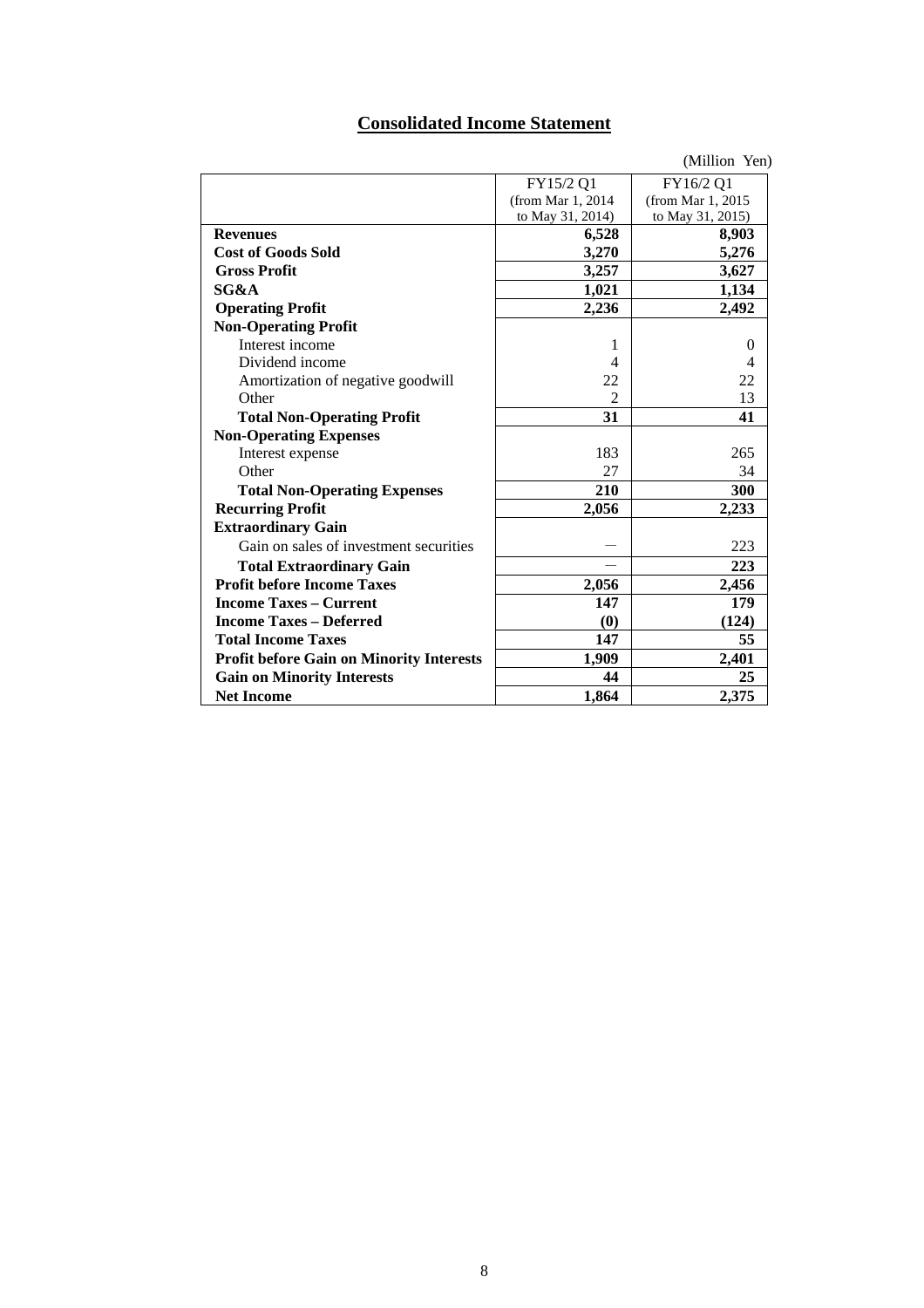## Consolidated Income Statement

(Million Yen)

| | FY15/2 Q1 (from Mar 1, 2014 to May 31, 2014) | FY16/2 Q1 (from Mar 1, 2015 to May 31, 2015) |
|---|---|---|
| **Revenues** | **6,528** | **8,903** |
| **Cost of Goods Sold** | **3,270** | **5,276** |
| **Gross Profit** | **3,257** | **3,627** |
| **SG&A** | **1,021** | **1,134** |
| **Operating Profit** | **2,236** | **2,492** |
| **Non-Operating Profit** | | |
| Interest income | 1 | 0 |
| Dividend income | 4 | 4 |
| Amortization of negative goodwill | 22 | 22 |
| Other | 2 | 13 |
| **Total Non-Operating Profit** | **31** | **41** |
| **Non-Operating Expenses** | | |
| Interest expense | 183 | 265 |
| Other | 27 | 34 |
| **Total Non-Operating Expenses** | **210** | **300** |
| **Recurring Profit** | **2,056** | **2,233** |
| **Extraordinary Gain** | | |
| Gain on sales of investment securities | — | 223 |
| **Total Extraordinary Gain** | — | **223** |
| **Profit before Income Taxes** | **2,056** | **2,456** |
| **Income Taxes – Current** | **147** | **179** |
| **Income Taxes – Deferred** | **(0)** | **(124)** |
| **Total Income Taxes** | **147** | **55** |
| **Profit before Gain on Minority Interests** | **1,909** | **2,401** |
| **Gain on Minority Interests** | **44** | **25** |
| **Net Income** | **1,864** | **2,375** |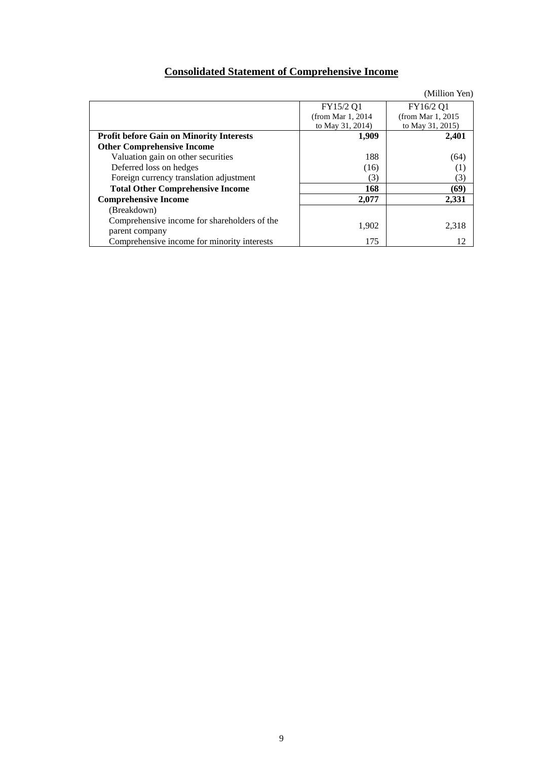# Consolidated Statement of Comprehensive Income

(Million Yen)

| | FY15/2 Q1 (from Mar 1, 2014 to May 31, 2014) | FY16/2 Q1 (from Mar 1, 2015 to May 31, 2015) |
|---|---|---|
| **Profit before Gain on Minority Interests** | **1,909** | **2,401** |
| **Other Comprehensive Income** | | |
| Valuation gain on other securities | 188 | (64) |
| Deferred loss on hedges | (16) | (1) |
| Foreign currency translation adjustment | (3) | (3) |
| **Total Other Comprehensive Income** | **168** | **(69)** |
| **Comprehensive Income** | **2,077** | **2,331** |
| (Breakdown) | | |
| Comprehensive income for shareholders of the parent company | 1,902 | 2,318 |
| Comprehensive income for minority interests | 175 | 12 |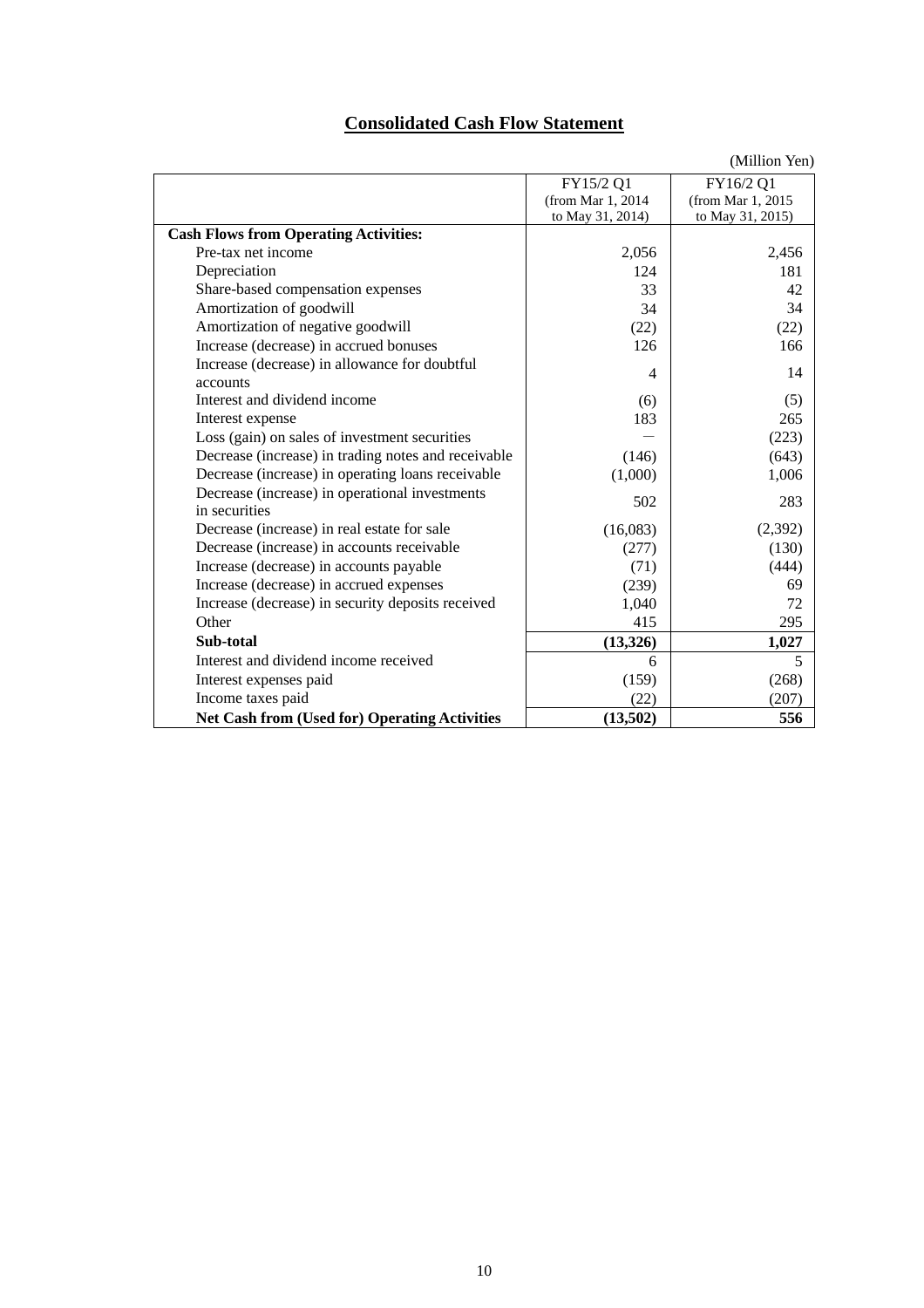## Consolidated Cash Flow Statement

(Million Yen)

| | FY15/2 Q1 (from Mar 1, 2014 to May 31, 2014) | FY16/2 Q1 (from Mar 1, 2015 to May 31, 2015) |
|---|---|---|
| **Cash Flows from Operating Activities:** | | |
| Pre-tax net income | 2,056 | 2,456 |
| Depreciation | 124 | 181 |
| Share-based compensation expenses | 33 | 42 |
| Amortization of goodwill | 34 | 34 |
| Amortization of negative goodwill | (22) | (22) |
| Increase (decrease) in accrued bonuses | 126 | 166 |
| Increase (decrease) in allowance for doubtful accounts | 4 | 14 |
| Interest and dividend income | (6) | (5) |
| Interest expense | 183 | 265 |
| Loss (gain) on sales of investment securities | — | (223) |
| Decrease (increase) in trading notes and receivable | (146) | (643) |
| Decrease (increase) in operating loans receivable | (1,000) | 1,006 |
| Decrease (increase) in operational investments in securities | 502 | 283 |
| Decrease (increase) in real estate for sale | (16,083) | (2,392) |
| Decrease (increase) in accounts receivable | (277) | (130) |
| Increase (decrease) in accounts payable | (71) | (444) |
| Increase (decrease) in accrued expenses | (239) | 69 |
| Increase (decrease) in security deposits received | 1,040 | 72 |
| Other | 415 | 295 |
| **Sub-total** | **(13,326)** | **1,027** |
| Interest and dividend income received | 6 | 5 |
| Interest expenses paid | (159) | (268) |
| Income taxes paid | (22) | (207) |
| **Net Cash from (Used for) Operating Activities** | **(13,502)** | **556** |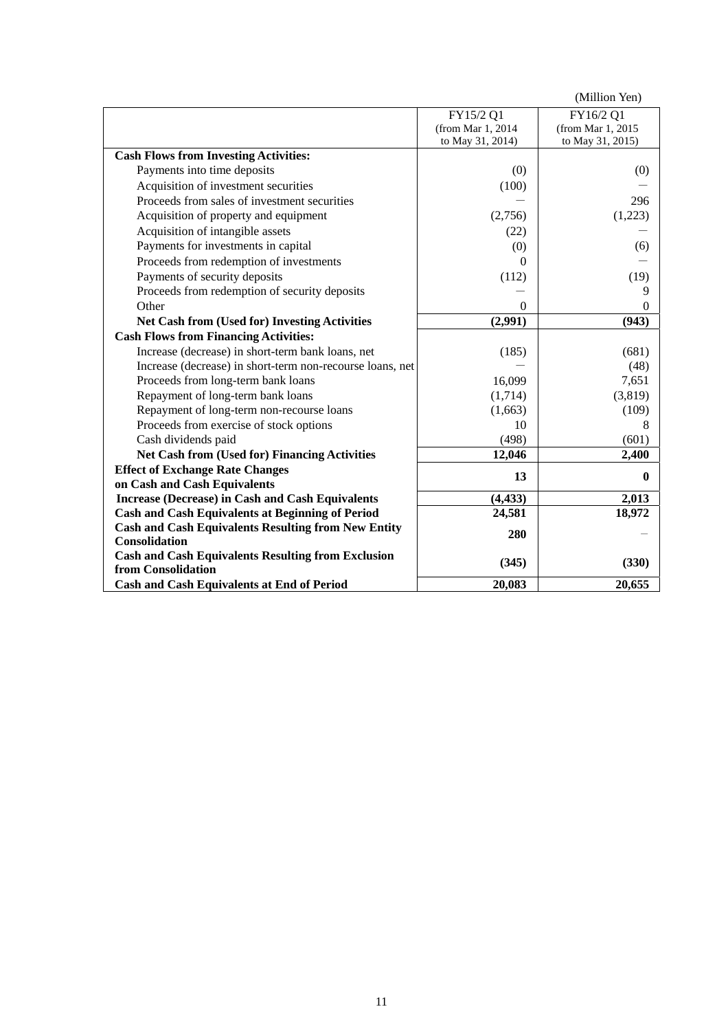(Million Yen)

| | FY15/2 Q1 (from Mar 1, 2014 to May 31, 2014) | FY16/2 Q1 (from Mar 1, 2015 to May 31, 2015) |
|---|---|---|
| **Cash Flows from Investing Activities:** | | |
| Payments into time deposits | (0) | (0) |
| Acquisition of investment securities | (100) | — |
| Proceeds from sales of investment securities | — | 296 |
| Acquisition of property and equipment | (2,756) | (1,223) |
| Acquisition of intangible assets | (22) | — |
| Payments for investments in capital | (0) | (6) |
| Proceeds from redemption of investments | 0 | — |
| Payments of security deposits | (112) | (19) |
| Proceeds from redemption of security deposits | — | 9 |
| Other | 0 | 0 |
| **Net Cash from (Used for) Investing Activities** | **(2,991)** | **(943)** |
| **Cash Flows from Financing Activities:** | | |
| Increase (decrease) in short-term bank loans, net | (185) | (681) |
| Increase (decrease) in short-term non-recourse loans, net | — | (48) |
| Proceeds from long-term bank loans | 16,099 | 7,651 |
| Repayment of long-term bank loans | (1,714) | (3,819) |
| Repayment of long-term non-recourse loans | (1,663) | (109) |
| Proceeds from exercise of stock options | 10 | 8 |
| Cash dividends paid | (498) | (601) |
| **Net Cash from (Used for) Financing Activities** | **12,046** | **2,400** |
| **Effect of Exchange Rate Changes on Cash and Cash Equivalents** | **13** | **0** |
| **Increase (Decrease) in Cash and Cash Equivalents** | **(4,433)** | **2,013** |
| **Cash and Cash Equivalents at Beginning of Period** | **24,581** | **18,972** |
| **Cash and Cash Equivalents Resulting from New Entity Consolidation** | **280** | — |
| **Cash and Cash Equivalents Resulting from Exclusion from Consolidation** | **(345)** | **(330)** |
| **Cash and Cash Equivalents at End of Period** | **20,083** | **20,655** |